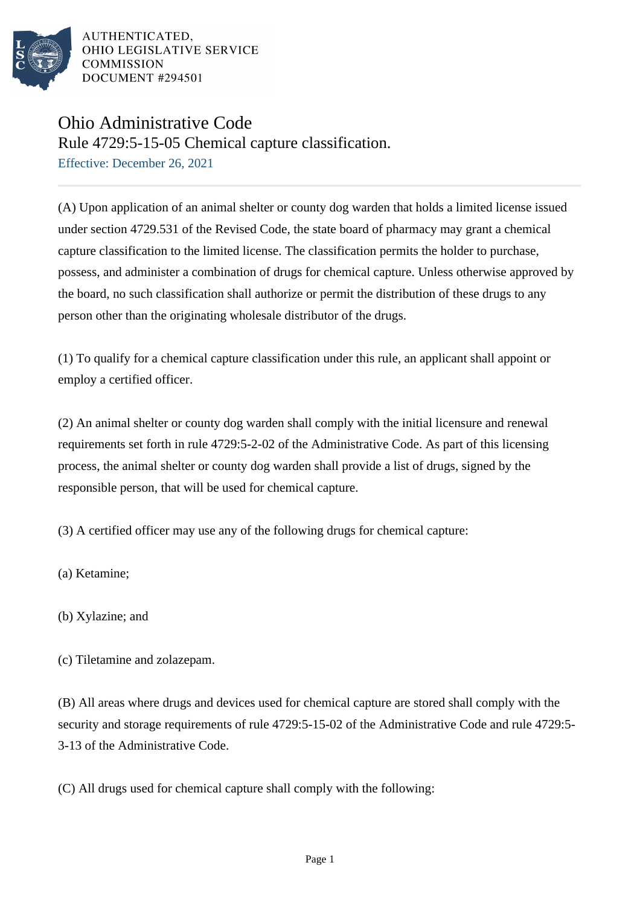AUTHENTICATED,
OHIO LEGISLATIVE SERVICE
COMMISSION
DOCUMENT #294501

# Ohio Administrative Code

## Rule 4729:5-15-05 Chemical capture classification.

Effective: December 26, 2021

(A) Upon application of an animal shelter or county dog warden that holds a limited license issued under section 4729.531 of the Revised Code, the state board of pharmacy may grant a chemical capture classification to the limited license. The classification permits the holder to purchase, possess, and administer a combination of drugs for chemical capture. Unless otherwise approved by the board, no such classification shall authorize or permit the distribution of these drugs to any person other than the originating wholesale distributor of the drugs.

(1) To qualify for a chemical capture classification under this rule, an applicant shall appoint or employ a certified officer.

(2) An animal shelter or county dog warden shall comply with the initial licensure and renewal requirements set forth in rule 4729:5-2-02 of the Administrative Code. As part of this licensing process, the animal shelter or county dog warden shall provide a list of drugs, signed by the responsible person, that will be used for chemical capture.

(3) A certified officer may use any of the following drugs for chemical capture:

(a) Ketamine;

(b) Xylazine; and

(c) Tiletamine and zolazepam.

(B) All areas where drugs and devices used for chemical capture are stored shall comply with the security and storage requirements of rule 4729:5-15-02 of the Administrative Code and rule 4729:5-3-13 of the Administrative Code.

(C) All drugs used for chemical capture shall comply with the following: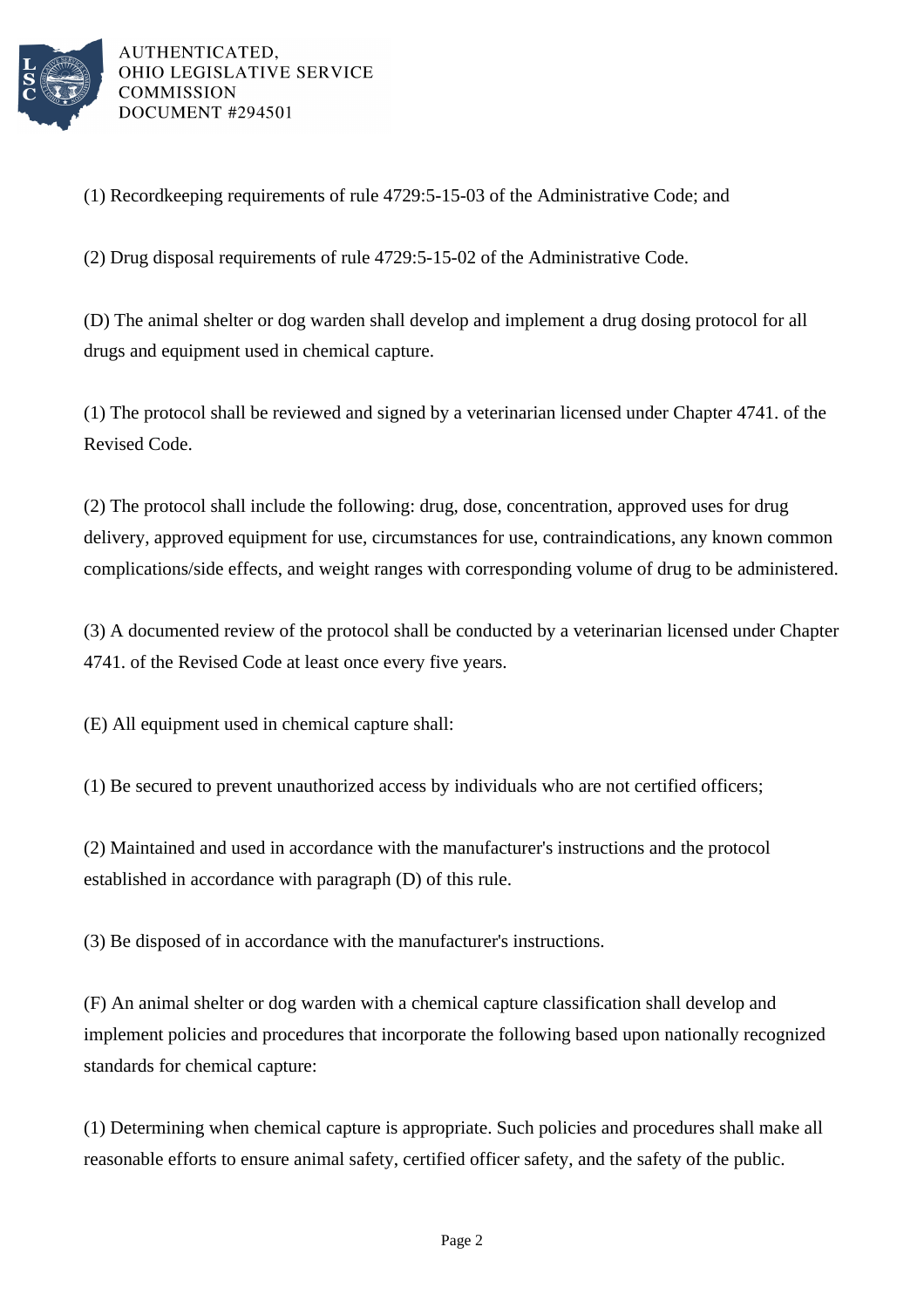(1) Recordkeeping requirements of rule 4729:5-15-03 of the Administrative Code; and

(2) Drug disposal requirements of rule 4729:5-15-02 of the Administrative Code.

(D) The animal shelter or dog warden shall develop and implement a drug dosing protocol for all drugs and equipment used in chemical capture.

(1) The protocol shall be reviewed and signed by a veterinarian licensed under Chapter 4741. of the Revised Code.

(2) The protocol shall include the following: drug, dose, concentration, approved uses for drug delivery, approved equipment for use, circumstances for use, contraindications, any known common complications/side effects, and weight ranges with corresponding volume of drug to be administered.

(3) A documented review of the protocol shall be conducted by a veterinarian licensed under Chapter 4741. of the Revised Code at least once every five years.

(E) All equipment used in chemical capture shall:

(1) Be secured to prevent unauthorized access by individuals who are not certified officers;

(2) Maintained and used in accordance with the manufacturer's instructions and the protocol established in accordance with paragraph (D) of this rule.

(3) Be disposed of in accordance with the manufacturer's instructions.

(F) An animal shelter or dog warden with a chemical capture classification shall develop and implement policies and procedures that incorporate the following based upon nationally recognized standards for chemical capture:

(1) Determining when chemical capture is appropriate. Such policies and procedures shall make all reasonable efforts to ensure animal safety, certified officer safety, and the safety of the public.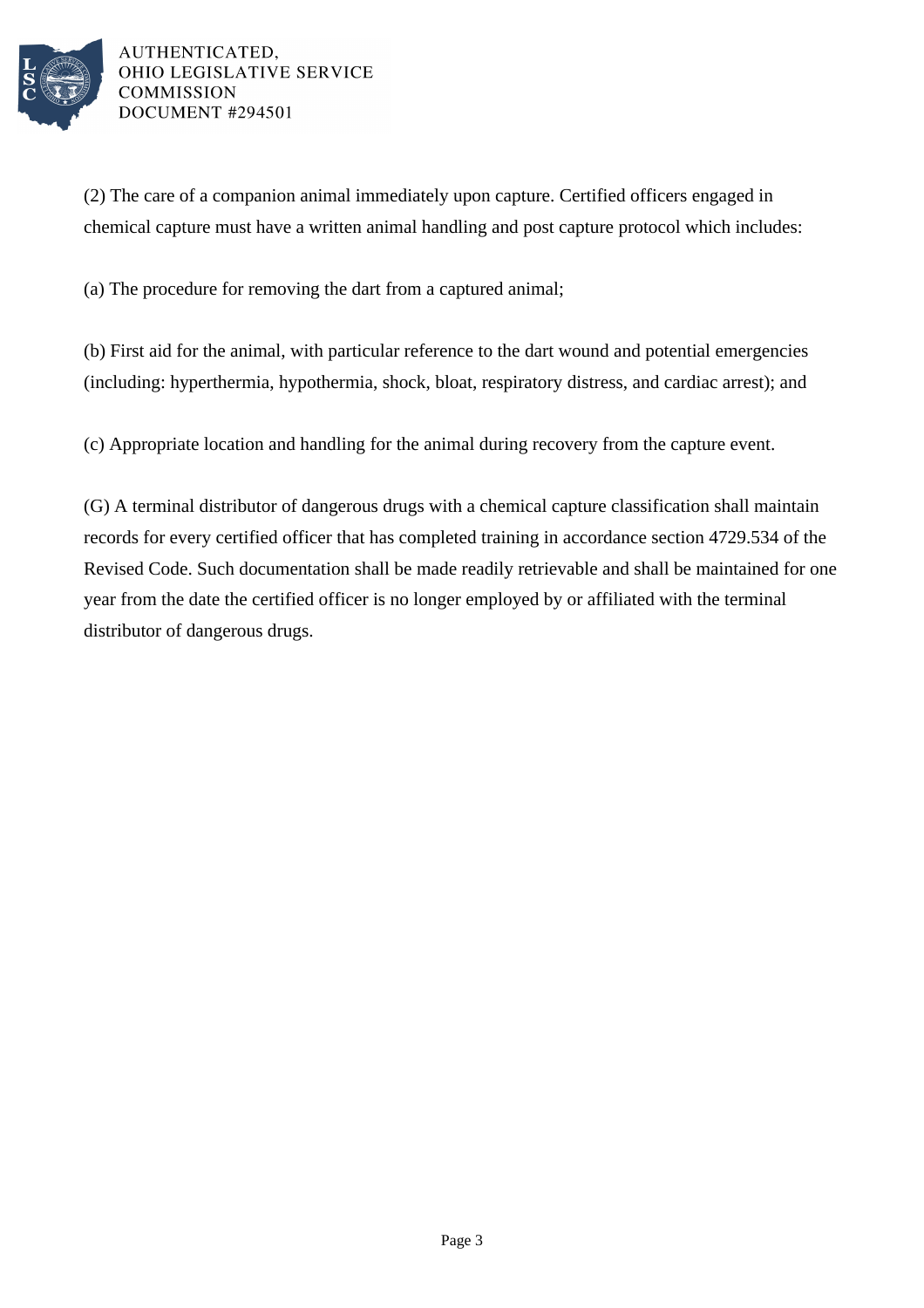(2) The care of a companion animal immediately upon capture. Certified officers engaged in chemical capture must have a written animal handling and post capture protocol which includes:

(a) The procedure for removing the dart from a captured animal;

(b) First aid for the animal, with particular reference to the dart wound and potential emergencies (including: hyperthermia, hypothermia, shock, bloat, respiratory distress, and cardiac arrest); and

(c) Appropriate location and handling for the animal during recovery from the capture event.

(G) A terminal distributor of dangerous drugs with a chemical capture classification shall maintain records for every certified officer that has completed training in accordance section 4729.534 of the Revised Code. Such documentation shall be made readily retrievable and shall be maintained for one year from the date the certified officer is no longer employed by or affiliated with the terminal distributor of dangerous drugs.